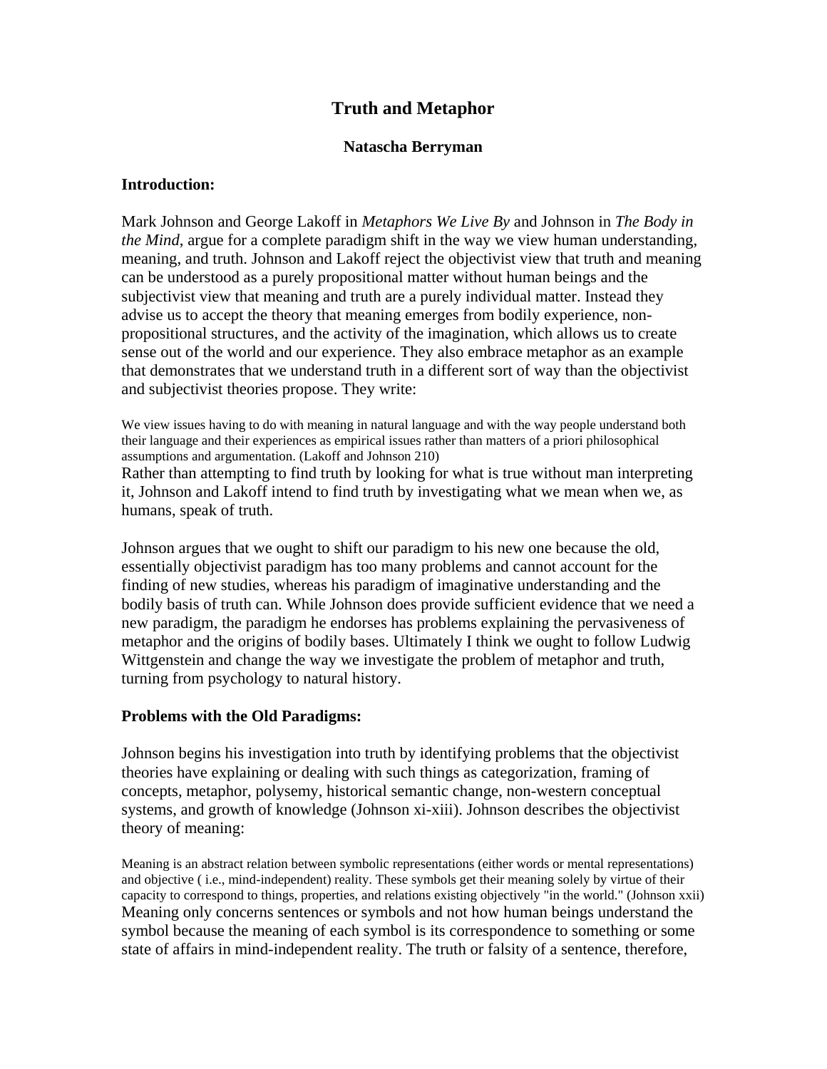# Truth and Metaphor

**Natascha Berryman**

### Introduction:

Mark Johnson and George Lakoff in *Metaphors We Live By* and Johnson in *The Body in the Mind*, argue for a complete paradigm shift in the way we view human understanding, meaning, and truth. Johnson and Lakoff reject the objectivist view that truth and meaning can be understood as a purely propositional matter without human beings and the subjectivist view that meaning and truth are a purely individual matter. Instead they advise us to accept the theory that meaning emerges from bodily experience, non-propositional structures, and the activity of the imagination, which allows us to create sense out of the world and our experience. They also embrace metaphor as an example that demonstrates that we understand truth in a different sort of way than the objectivist and subjectivist theories propose. They write:

> We view issues having to do with meaning in natural language and with the way people understand both their language and their experiences as empirical issues rather than matters of a priori philosophical assumptions and argumentation. (Lakoff and Johnson 210)

Rather than attempting to find truth by looking for what is true without man interpreting it, Johnson and Lakoff intend to find truth by investigating what we mean when we, as humans, speak of truth.

Johnson argues that we ought to shift our paradigm to his new one because the old, essentially objectivist paradigm has too many problems and cannot account for the finding of new studies, whereas his paradigm of imaginative understanding and the bodily basis of truth can. While Johnson does provide sufficient evidence that we need a new paradigm, the paradigm he endorses has problems explaining the pervasiveness of metaphor and the origins of bodily bases. Ultimately I think we ought to follow Ludwig Wittgenstein and change the way we investigate the problem of metaphor and truth, turning from psychology to natural history.

### Problems with the Old Paradigms:

Johnson begins his investigation into truth by identifying problems that the objectivist theories have explaining or dealing with such things as categorization, framing of concepts, metaphor, polysemy, historical semantic change, non-western conceptual systems, and growth of knowledge (Johnson xi-xiii). Johnson describes the objectivist theory of meaning:

> Meaning is an abstract relation between symbolic representations (either words or mental representations) and objective ( i.e., mind-independent) reality. These symbols get their meaning solely by virtue of their capacity to correspond to things, properties, and relations existing objectively "in the world." (Johnson xxii)

Meaning only concerns sentences or symbols and not how human beings understand the symbol because the meaning of each symbol is its correspondence to something or some state of affairs in mind-independent reality. The truth or falsity of a sentence, therefore,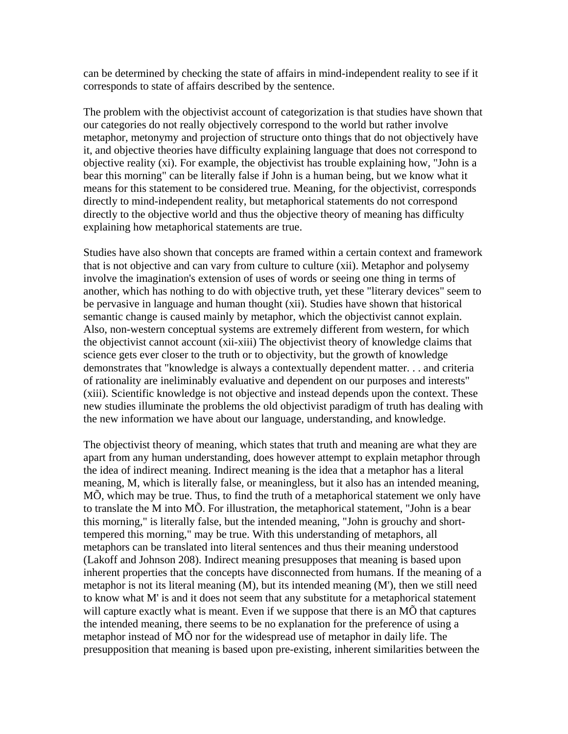can be determined by checking the state of affairs in mind-independent reality to see if it corresponds to state of affairs described by the sentence.

The problem with the objectivist account of categorization is that studies have shown that our categories do not really objectively correspond to the world but rather involve metaphor, metonymy and projection of structure onto things that do not objectively have it, and objective theories have difficulty explaining language that does not correspond to objective reality (xi). For example, the objectivist has trouble explaining how, "John is a bear this morning" can be literally false if John is a human being, but we know what it means for this statement to be considered true. Meaning, for the objectivist, corresponds directly to mind-independent reality, but metaphorical statements do not correspond directly to the objective world and thus the objective theory of meaning has difficulty explaining how metaphorical statements are true.

Studies have also shown that concepts are framed within a certain context and framework that is not objective and can vary from culture to culture (xii). Metaphor and polysemy involve the imagination's extension of uses of words or seeing one thing in terms of another, which has nothing to do with objective truth, yet these "literary devices" seem to be pervasive in language and human thought (xii). Studies have shown that historical semantic change is caused mainly by metaphor, which the objectivist cannot explain. Also, non-western conceptual systems are extremely different from western, for which the objectivist cannot account (xii-xiii) The objectivist theory of knowledge claims that science gets ever closer to the truth or to objectivity, but the growth of knowledge demonstrates that "knowledge is always a contextually dependent matter. . . and criteria of rationality are ineliminably evaluative and dependent on our purposes and interests" (xiii). Scientific knowledge is not objective and instead depends upon the context. These new studies illuminate the problems the old objectivist paradigm of truth has dealing with the new information we have about our language, understanding, and knowledge.

The objectivist theory of meaning, which states that truth and meaning are what they are apart from any human understanding, does however attempt to explain metaphor through the idea of indirect meaning. Indirect meaning is the idea that a metaphor has a literal meaning, M, which is literally false, or meaningless, but it also has an intended meaning, MÕ, which may be true. Thus, to find the truth of a metaphorical statement we only have to translate the M into MÕ. For illustration, the metaphorical statement, "John is a bear this morning," is literally false, but the intended meaning, "John is grouchy and short-tempered this morning," may be true. With this understanding of metaphors, all metaphors can be translated into literal sentences and thus their meaning understood (Lakoff and Johnson 208). Indirect meaning presupposes that meaning is based upon inherent properties that the concepts have disconnected from humans. If the meaning of a metaphor is not its literal meaning (M), but its intended meaning (M'), then we still need to know what M' is and it does not seem that any substitute for a metaphorical statement will capture exactly what is meant. Even if we suppose that there is an MÕ that captures the intended meaning, there seems to be no explanation for the preference of using a metaphor instead of MÕ nor for the widespread use of metaphor in daily life. The presupposition that meaning is based upon pre-existing, inherent similarities between the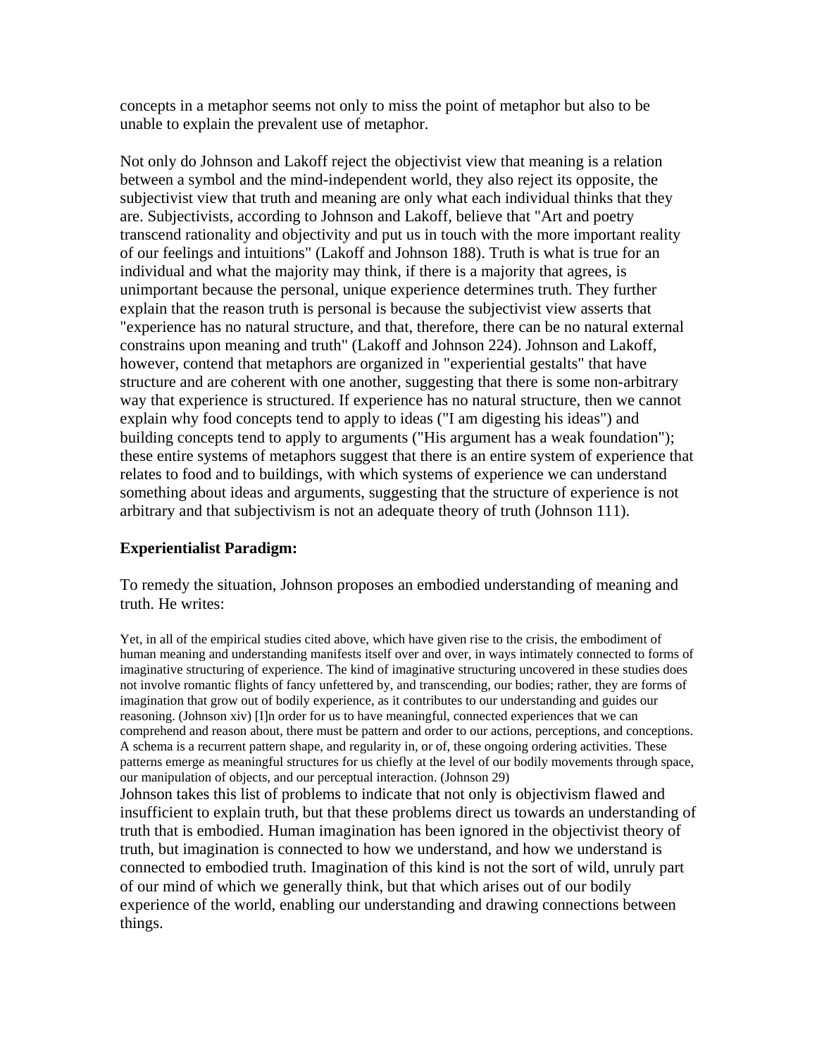concepts in a metaphor seems not only to miss the point of metaphor but also to be unable to explain the prevalent use of metaphor.

Not only do Johnson and Lakoff reject the objectivist view that meaning is a relation between a symbol and the mind-independent world, they also reject its opposite, the subjectivist view that truth and meaning are only what each individual thinks that they are. Subjectivists, according to Johnson and Lakoff, believe that "Art and poetry transcend rationality and objectivity and put us in touch with the more important reality of our feelings and intuitions" (Lakoff and Johnson 188). Truth is what is true for an individual and what the majority may think, if there is a majority that agrees, is unimportant because the personal, unique experience determines truth. They further explain that the reason truth is personal is because the subjectivist view asserts that "experience has no natural structure, and that, therefore, there can be no natural external constrains upon meaning and truth" (Lakoff and Johnson 224). Johnson and Lakoff, however, contend that metaphors are organized in "experiential gestalts" that have structure and are coherent with one another, suggesting that there is some non-arbitrary way that experience is structured. If experience has no natural structure, then we cannot explain why food concepts tend to apply to ideas ("I am digesting his ideas") and building concepts tend to apply to arguments ("His argument has a weak foundation"); these entire systems of metaphors suggest that there is an entire system of experience that relates to food and to buildings, with which systems of experience we can understand something about ideas and arguments, suggesting that the structure of experience is not arbitrary and that subjectivism is not an adequate theory of truth (Johnson 111).

**Experientialist Paradigm:**

To remedy the situation, Johnson proposes an embodied understanding of meaning and truth. He writes:

> Yet, in all of the empirical studies cited above, which have given rise to the crisis, the embodiment of human meaning and understanding manifests itself over and over, in ways intimately connected to forms of imaginative structuring of experience. The kind of imaginative structuring uncovered in these studies does not involve romantic flights of fancy unfettered by, and transcending, our bodies; rather, they are forms of imagination that grow out of bodily experience, as it contributes to our understanding and guides our reasoning. (Johnson xiv) [I]n order for us to have meaningful, connected experiences that we can comprehend and reason about, there must be pattern and order to our actions, perceptions, and conceptions. A schema is a recurrent pattern shape, and regularity in, or of, these ongoing ordering activities. These patterns emerge as meaningful structures for us chiefly at the level of our bodily movements through space, our manipulation of objects, and our perceptual interaction. (Johnson 29)

Johnson takes this list of problems to indicate that not only is objectivism flawed and insufficient to explain truth, but that these problems direct us towards an understanding of truth that is embodied. Human imagination has been ignored in the objectivist theory of truth, but imagination is connected to how we understand, and how we understand is connected to embodied truth. Imagination of this kind is not the sort of wild, unruly part of our mind of which we generally think, but that which arises out of our bodily experience of the world, enabling our understanding and drawing connections between things.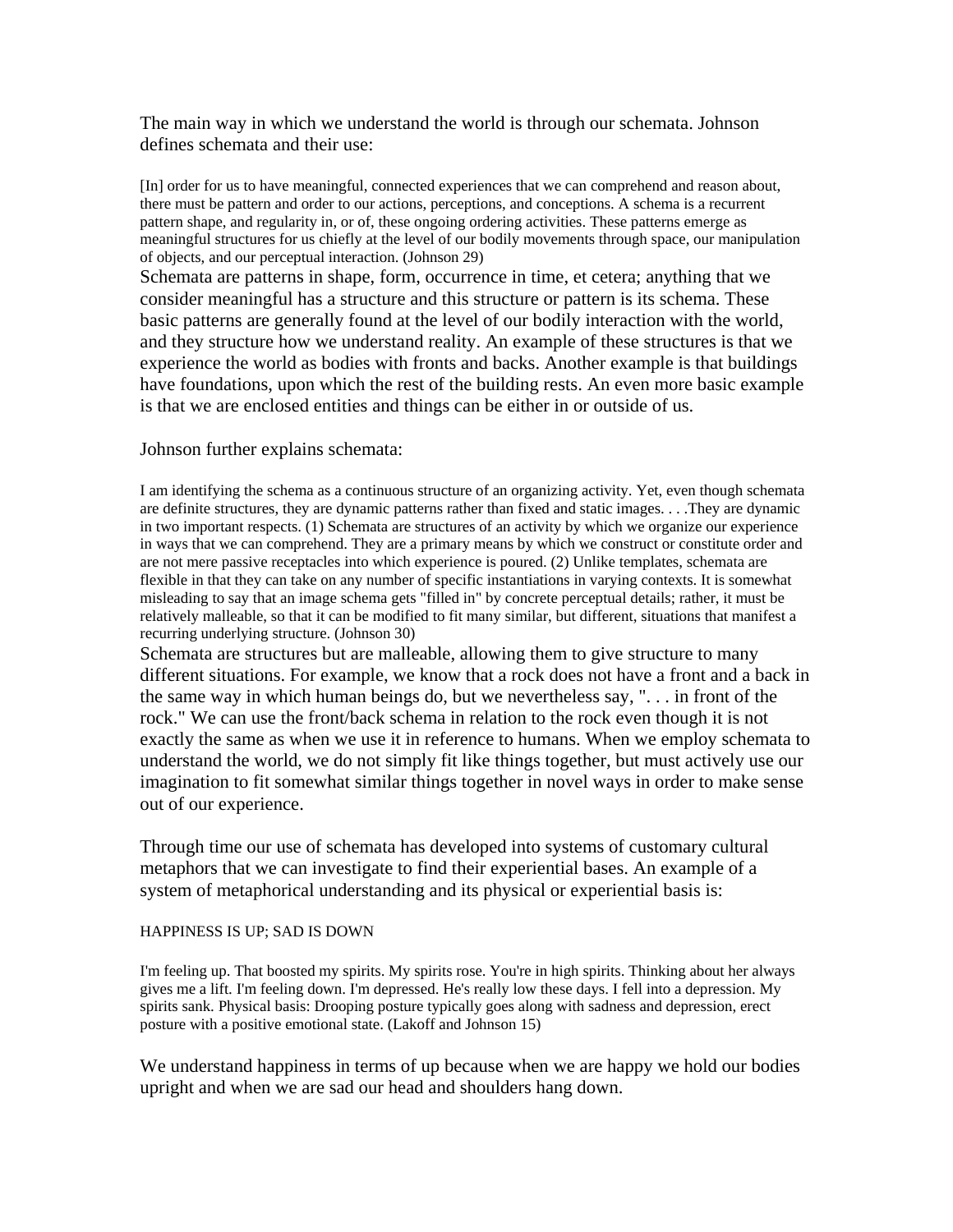The main way in which we understand the world is through our schemata. Johnson defines schemata and their use:

> [In] order for us to have meaningful, connected experiences that we can comprehend and reason about, there must be pattern and order to our actions, perceptions, and conceptions. A schema is a recurrent pattern shape, and regularity in, or of, these ongoing ordering activities. These patterns emerge as meaningful structures for us chiefly at the level of our bodily movements through space, our manipulation of objects, and our perceptual interaction. (Johnson 29)

Schemata are patterns in shape, form, occurrence in time, et cetera; anything that we consider meaningful has a structure and this structure or pattern is its schema. These basic patterns are generally found at the level of our bodily interaction with the world, and they structure how we understand reality. An example of these structures is that we experience the world as bodies with fronts and backs. Another example is that buildings have foundations, upon which the rest of the building rests. An even more basic example is that we are enclosed entities and things can be either in or outside of us.

Johnson further explains schemata:

> I am identifying the schema as a continuous structure of an organizing activity. Yet, even though schemata are definite structures, they are dynamic patterns rather than fixed and static images. . . .They are dynamic in two important respects. (1) Schemata are structures of an activity by which we organize our experience in ways that we can comprehend. They are a primary means by which we construct or constitute order and are not mere passive receptacles into which experience is poured. (2) Unlike templates, schemata are flexible in that they can take on any number of specific instantiations in varying contexts. It is somewhat misleading to say that an image schema gets "filled in" by concrete perceptual details; rather, it must be relatively malleable, so that it can be modified to fit many similar, but different, situations that manifest a recurring underlying structure. (Johnson 30)

Schemata are structures but are malleable, allowing them to give structure to many different situations. For example, we know that a rock does not have a front and a back in the same way in which human beings do, but we nevertheless say, ". . . in front of the rock." We can use the front/back schema in relation to the rock even though it is not exactly the same as when we use it in reference to humans. When we employ schemata to understand the world, we do not simply fit like things together, but must actively use our imagination to fit somewhat similar things together in novel ways in order to make sense out of our experience.

Through time our use of schemata has developed into systems of customary cultural metaphors that we can investigate to find their experiential bases. An example of a system of metaphorical understanding and its physical or experiential basis is:

> HAPPINESS IS UP; SAD IS DOWN
>
> I'm feeling up. That boosted my spirits. My spirits rose. You're in high spirits. Thinking about her always gives me a lift. I'm feeling down. I'm depressed. He's really low these days. I fell into a depression. My spirits sank. Physical basis: Drooping posture typically goes along with sadness and depression, erect posture with a positive emotional state. (Lakoff and Johnson 15)

We understand happiness in terms of up because when we are happy we hold our bodies upright and when we are sad our head and shoulders hang down.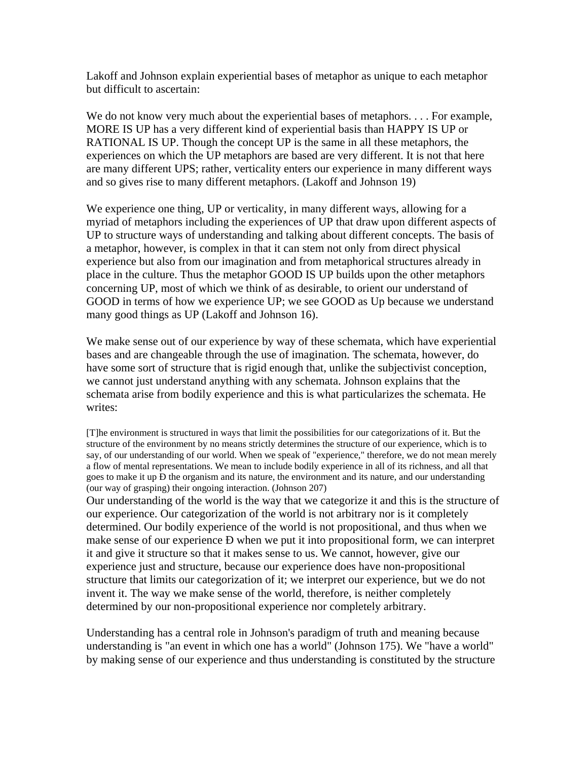Lakoff and Johnson explain experiential bases of metaphor as unique to each metaphor but difficult to ascertain:

We do not know very much about the experiential bases of metaphors. . . . For example, MORE IS UP has a very different kind of experiential basis than HAPPY IS UP or RATIONAL IS UP. Though the concept UP is the same in all these metaphors, the experiences on which the UP metaphors are based are very different. It is not that here are many different UPS; rather, verticality enters our experience in many different ways and so gives rise to many different metaphors. (Lakoff and Johnson 19)

We experience one thing, UP or verticality, in many different ways, allowing for a myriad of metaphors including the experiences of UP that draw upon different aspects of UP to structure ways of understanding and talking about different concepts. The basis of a metaphor, however, is complex in that it can stem not only from direct physical experience but also from our imagination and from metaphorical structures already in place in the culture. Thus the metaphor GOOD IS UP builds upon the other metaphors concerning UP, most of which we think of as desirable, to orient our understand of GOOD in terms of how we experience UP; we see GOOD as Up because we understand many good things as UP (Lakoff and Johnson 16).

We make sense out of our experience by way of these schemata, which have experiential bases and are changeable through the use of imagination. The schemata, however, do have some sort of structure that is rigid enough that, unlike the subjectivist conception, we cannot just understand anything with any schemata. Johnson explains that the schemata arise from bodily experience and this is what particularizes the schemata. He writes:

[T]he environment is structured in ways that limit the possibilities for our categorizations of it. But the structure of the environment by no means strictly determines the structure of our experience, which is to say, of our understanding of our world. When we speak of "experience," therefore, we do not mean merely a flow of mental representations. We mean to include bodily experience in all of its richness, and all that goes to make it up Ð the organism and its nature, the environment and its nature, and our understanding (our way of grasping) their ongoing interaction. (Johnson 207)

Our understanding of the world is the way that we categorize it and this is the structure of our experience. Our categorization of the world is not arbitrary nor is it completely determined. Our bodily experience of the world is not propositional, and thus when we make sense of our experience Ð when we put it into propositional form, we can interpret it and give it structure so that it makes sense to us. We cannot, however, give our experience just and structure, because our experience does have non-propositional structure that limits our categorization of it; we interpret our experience, but we do not invent it. The way we make sense of the world, therefore, is neither completely determined by our non-propositional experience nor completely arbitrary.

Understanding has a central role in Johnson's paradigm of truth and meaning because understanding is "an event in which one has a world" (Johnson 175). We "have a world" by making sense of our experience and thus understanding is constituted by the structure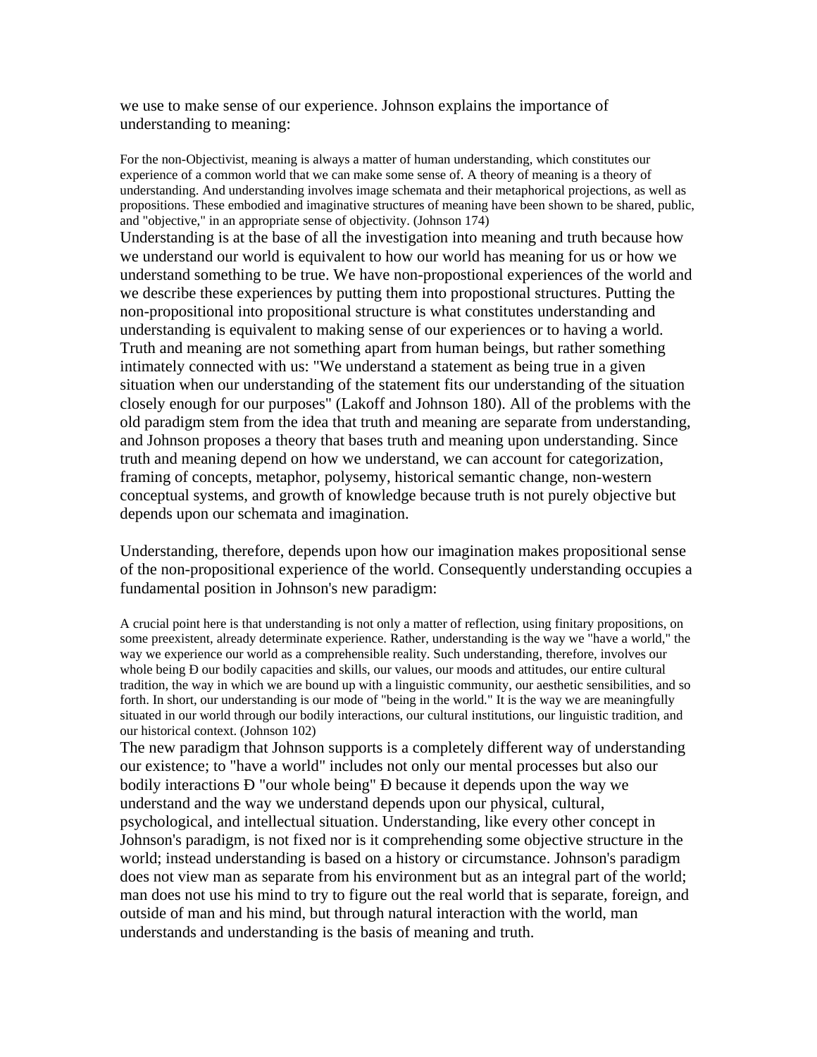we use to make sense of our experience. Johnson explains the importance of understanding to meaning:

> For the non-Objectivist, meaning is always a matter of human understanding, which constitutes our experience of a common world that we can make some sense of. A theory of meaning is a theory of understanding. And understanding involves image schemata and their metaphorical projections, as well as propositions. These embodied and imaginative structures of meaning have been shown to be shared, public, and "objective," in an appropriate sense of objectivity. (Johnson 174)

Understanding is at the base of all the investigation into meaning and truth because how we understand our world is equivalent to how our world has meaning for us or how we understand something to be true. We have non-propostional experiences of the world and we describe these experiences by putting them into propostional structures. Putting the non-propositional into propositional structure is what constitutes understanding and understanding is equivalent to making sense of our experiences or to having a world. Truth and meaning are not something apart from human beings, but rather something intimately connected with us: "We understand a statement as being true in a given situation when our understanding of the statement fits our understanding of the situation closely enough for our purposes" (Lakoff and Johnson 180). All of the problems with the old paradigm stem from the idea that truth and meaning are separate from understanding, and Johnson proposes a theory that bases truth and meaning upon understanding. Since truth and meaning depend on how we understand, we can account for categorization, framing of concepts, metaphor, polysemy, historical semantic change, non-western conceptual systems, and growth of knowledge because truth is not purely objective but depends upon our schemata and imagination.

Understanding, therefore, depends upon how our imagination makes propositional sense of the non-propositional experience of the world. Consequently understanding occupies a fundamental position in Johnson's new paradigm:

> A crucial point here is that understanding is not only a matter of reflection, using finitary propositions, on some preexistent, already determinate experience. Rather, understanding is the way we "have a world," the way we experience our world as a comprehensible reality. Such understanding, therefore, involves our whole being Ð our bodily capacities and skills, our values, our moods and attitudes, our entire cultural tradition, the way in which we are bound up with a linguistic community, our aesthetic sensibilities, and so forth. In short, our understanding is our mode of "being in the world." It is the way we are meaningfully situated in our world through our bodily interactions, our cultural institutions, our linguistic tradition, and our historical context. (Johnson 102)

The new paradigm that Johnson supports is a completely different way of understanding our existence; to "have a world" includes not only our mental processes but also our bodily interactions Ð "our whole being" Ð because it depends upon the way we understand and the way we understand depends upon our physical, cultural, psychological, and intellectual situation. Understanding, like every other concept in Johnson's paradigm, is not fixed nor is it comprehending some objective structure in the world; instead understanding is based on a history or circumstance. Johnson's paradigm does not view man as separate from his environment but as an integral part of the world; man does not use his mind to try to figure out the real world that is separate, foreign, and outside of man and his mind, but through natural interaction with the world, man understands and understanding is the basis of meaning and truth.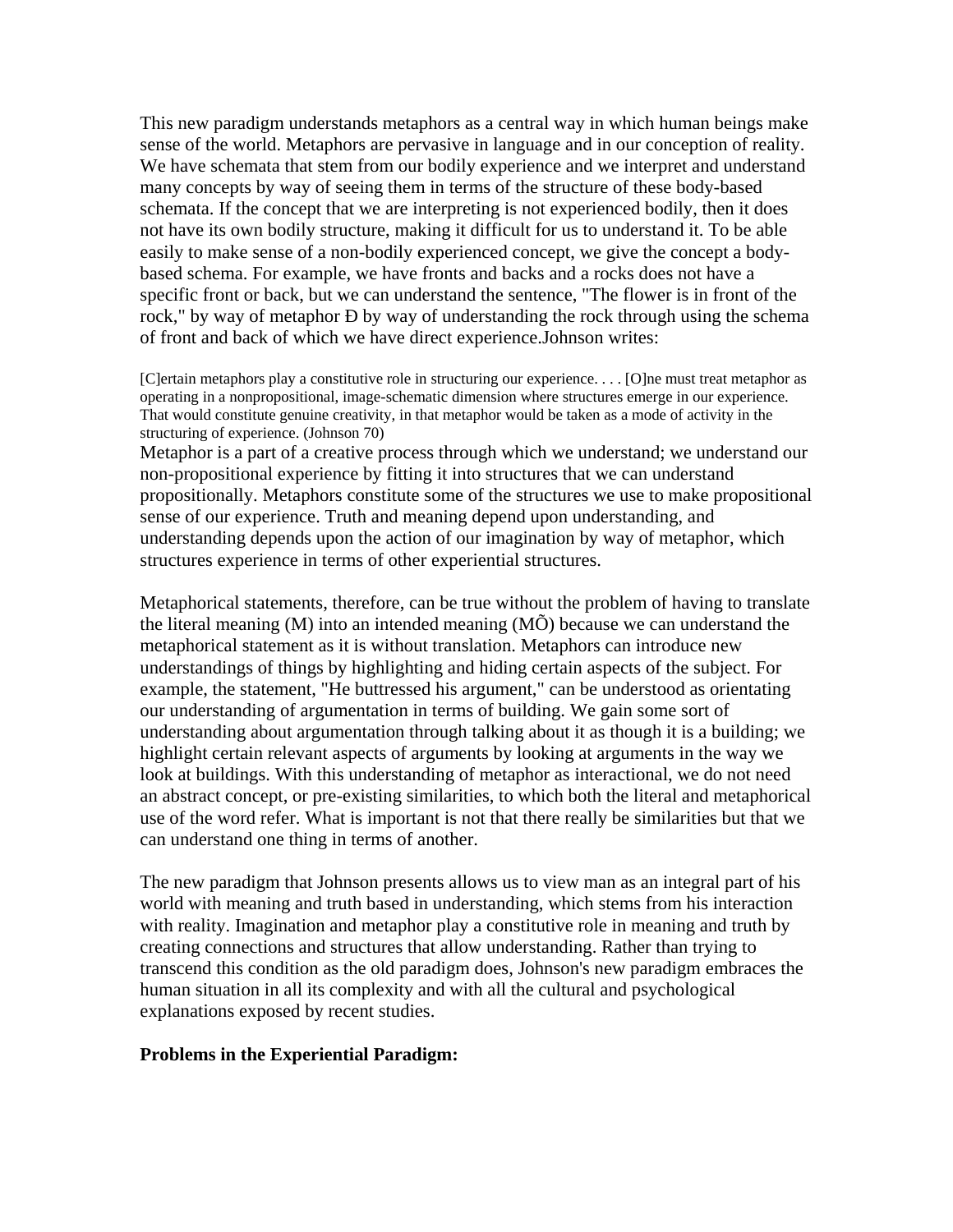This new paradigm understands metaphors as a central way in which human beings make sense of the world. Metaphors are pervasive in language and in our conception of reality. We have schemata that stem from our bodily experience and we interpret and understand many concepts by way of seeing them in terms of the structure of these body-based schemata. If the concept that we are interpreting is not experienced bodily, then it does not have its own bodily structure, making it difficult for us to understand it. To be able easily to make sense of a non-bodily experienced concept, we give the concept a body-based schema. For example, we have fronts and backs and a rocks does not have a specific front or back, but we can understand the sentence, "The flower is in front of the rock," by way of metaphor Ð by way of understanding the rock through using the schema of front and back of which we have direct experience.Johnson writes:

> [C]ertain metaphors play a constitutive role in structuring our experience. . . . [O]ne must treat metaphor as operating in a nonpropositional, image-schematic dimension where structures emerge in our experience. That would constitute genuine creativity, in that metaphor would be taken as a mode of activity in the structuring of experience. (Johnson 70)

Metaphor is a part of a creative process through which we understand; we understand our non-propositional experience by fitting it into structures that we can understand propositionally. Metaphors constitute some of the structures we use to make propositional sense of our experience. Truth and meaning depend upon understanding, and understanding depends upon the action of our imagination by way of metaphor, which structures experience in terms of other experiential structures.

Metaphorical statements, therefore, can be true without the problem of having to translate the literal meaning (M) into an intended meaning (MÕ) because we can understand the metaphorical statement as it is without translation. Metaphors can introduce new understandings of things by highlighting and hiding certain aspects of the subject. For example, the statement, "He buttressed his argument," can be understood as orientating our understanding of argumentation in terms of building. We gain some sort of understanding about argumentation through talking about it as though it is a building; we highlight certain relevant aspects of arguments by looking at arguments in the way we look at buildings. With this understanding of metaphor as interactional, we do not need an abstract concept, or pre-existing similarities, to which both the literal and metaphorical use of the word refer. What is important is not that there really be similarities but that we can understand one thing in terms of another.

The new paradigm that Johnson presents allows us to view man as an integral part of his world with meaning and truth based in understanding, which stems from his interaction with reality. Imagination and metaphor play a constitutive role in meaning and truth by creating connections and structures that allow understanding. Rather than trying to transcend this condition as the old paradigm does, Johnson's new paradigm embraces the human situation in all its complexity and with all the cultural and psychological explanations exposed by recent studies.

**Problems in the Experiential Paradigm:**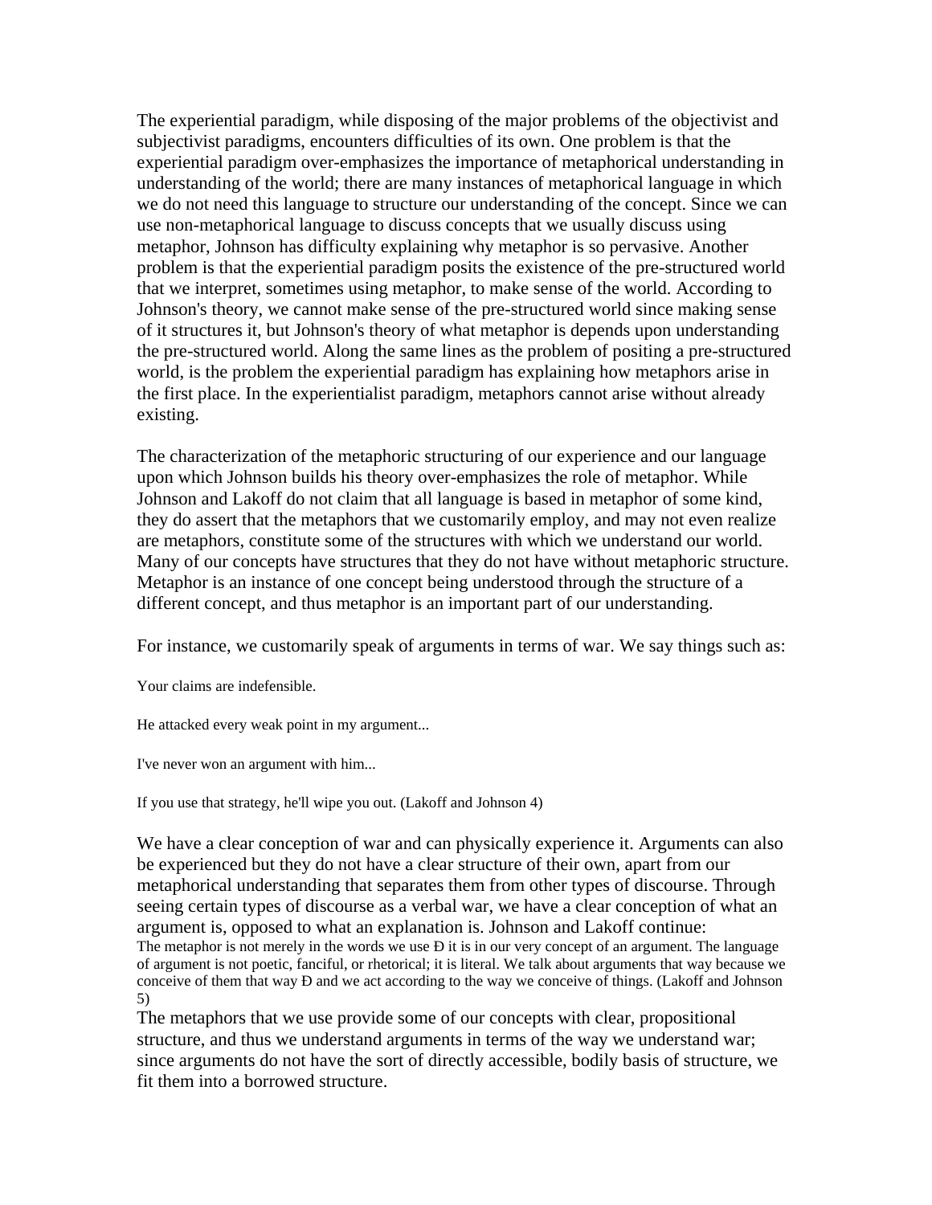The experiential paradigm, while disposing of the major problems of the objectivist and subjectivist paradigms, encounters difficulties of its own. One problem is that the experiential paradigm over-emphasizes the importance of metaphorical understanding in understanding of the world; there are many instances of metaphorical language in which we do not need this language to structure our understanding of the concept. Since we can use non-metaphorical language to discuss concepts that we usually discuss using metaphor, Johnson has difficulty explaining why metaphor is so pervasive. Another problem is that the experiential paradigm posits the existence of the pre-structured world that we interpret, sometimes using metaphor, to make sense of the world. According to Johnson's theory, we cannot make sense of the pre-structured world since making sense of it structures it, but Johnson's theory of what metaphor is depends upon understanding the pre-structured world. Along the same lines as the problem of positing a pre-structured world, is the problem the experiential paradigm has explaining how metaphors arise in the first place. In the experientialist paradigm, metaphors cannot arise without already existing.

The characterization of the metaphoric structuring of our experience and our language upon which Johnson builds his theory over-emphasizes the role of metaphor. While Johnson and Lakoff do not claim that all language is based in metaphor of some kind, they do assert that the metaphors that we customarily employ, and may not even realize are metaphors, constitute some of the structures with which we understand our world. Many of our concepts have structures that they do not have without metaphoric structure. Metaphor is an instance of one concept being understood through the structure of a different concept, and thus metaphor is an important part of our understanding.

For instance, we customarily speak of arguments in terms of war. We say things such as:

Your claims are indefensible.

He attacked every weak point in my argument...

I've never won an argument with him...

If you use that strategy, he'll wipe you out. (Lakoff and Johnson 4)

We have a clear conception of war and can physically experience it. Arguments can also be experienced but they do not have a clear structure of their own, apart from our metaphorical understanding that separates them from other types of discourse. Through seeing certain types of discourse as a verbal war, we have a clear conception of what an argument is, opposed to what an explanation is. Johnson and Lakoff continue:

The metaphor is not merely in the words we use Ð it is in our very concept of an argument. The language of argument is not poetic, fanciful, or rhetorical; it is literal. We talk about arguments that way because we conceive of them that way Ð and we act according to the way we conceive of things. (Lakoff and Johnson 5)

The metaphors that we use provide some of our concepts with clear, propositional structure, and thus we understand arguments in terms of the way we understand war; since arguments do not have the sort of directly accessible, bodily basis of structure, we fit them into a borrowed structure.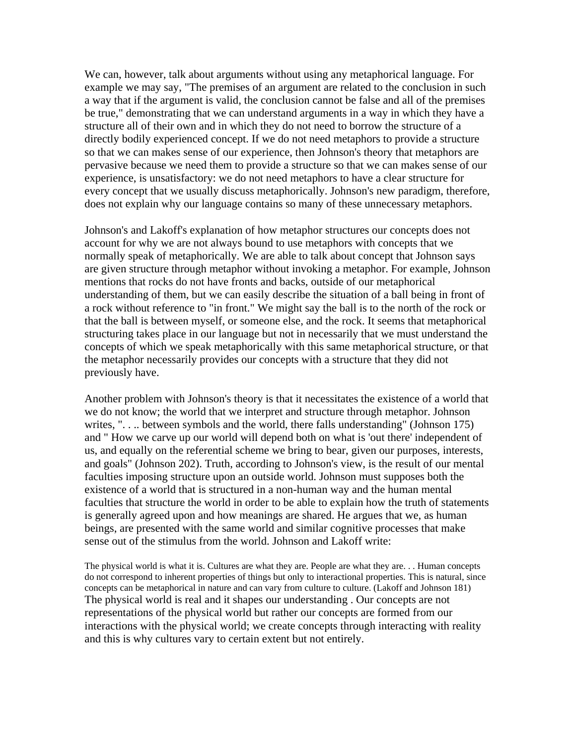We can, however, talk about arguments without using any metaphorical language. For example we may say, "The premises of an argument are related to the conclusion in such a way that if the argument is valid, the conclusion cannot be false and all of the premises be true," demonstrating that we can understand arguments in a way in which they have a structure all of their own and in which they do not need to borrow the structure of a directly bodily experienced concept. If we do not need metaphors to provide a structure so that we can makes sense of our experience, then Johnson's theory that metaphors are pervasive because we need them to provide a structure so that we can makes sense of our experience, is unsatisfactory: we do not need metaphors to have a clear structure for every concept that we usually discuss metaphorically. Johnson's new paradigm, therefore, does not explain why our language contains so many of these unnecessary metaphors.

Johnson's and Lakoff's explanation of how metaphor structures our concepts does not account for why we are not always bound to use metaphors with concepts that we normally speak of metaphorically. We are able to talk about concept that Johnson says are given structure through metaphor without invoking a metaphor. For example, Johnson mentions that rocks do not have fronts and backs, outside of our metaphorical understanding of them, but we can easily describe the situation of a ball being in front of a rock without reference to "in front." We might say the ball is to the north of the rock or that the ball is between myself, or someone else, and the rock. It seems that metaphorical structuring takes place in our language but not in necessarily that we must understand the concepts of which we speak metaphorically with this same metaphorical structure, or that the metaphor necessarily provides our concepts with a structure that they did not previously have.

Another problem with Johnson's theory is that it necessitates the existence of a world that we do not know; the world that we interpret and structure through metaphor. Johnson writes, ". . .. between symbols and the world, there falls understanding" (Johnson 175) and " How we carve up our world will depend both on what is 'out there' independent of us, and equally on the referential scheme we bring to bear, given our purposes, interests, and goals" (Johnson 202). Truth, according to Johnson's view, is the result of our mental faculties imposing structure upon an outside world. Johnson must supposes both the existence of a world that is structured in a non-human way and the human mental faculties that structure the world in order to be able to explain how the truth of statements is generally agreed upon and how meanings are shared. He argues that we, as human beings, are presented with the same world and similar cognitive processes that make sense out of the stimulus from the world. Johnson and Lakoff write:

> The physical world is what it is. Cultures are what they are. People are what they are. . . Human concepts do not correspond to inherent properties of things but only to interactional properties. This is natural, since concepts can be metaphorical in nature and can vary from culture to culture. (Lakoff and Johnson 181)

The physical world is real and it shapes our understanding . Our concepts are not representations of the physical world but rather our concepts are formed from our interactions with the physical world; we create concepts through interacting with reality and this is why cultures vary to certain extent but not entirely.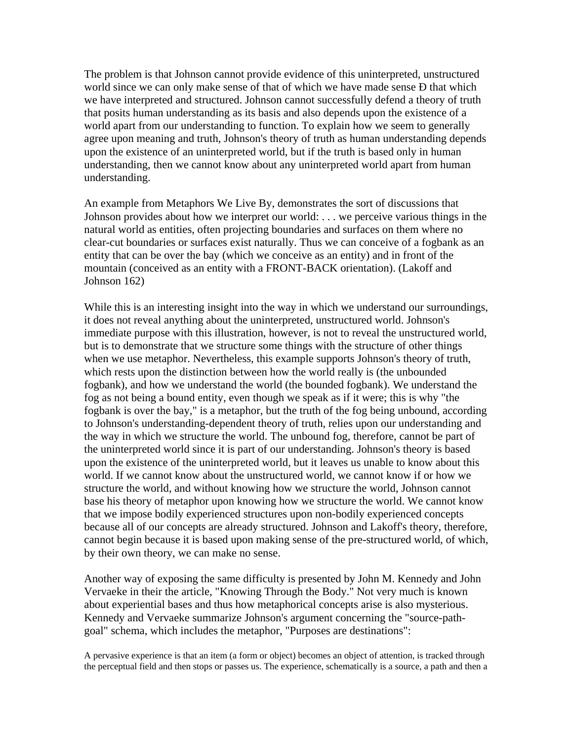The problem is that Johnson cannot provide evidence of this uninterpreted, unstructured world since we can only make sense of that of which we have made sense Ð that which we have interpreted and structured. Johnson cannot successfully defend a theory of truth that posits human understanding as its basis and also depends upon the existence of a world apart from our understanding to function. To explain how we seem to generally agree upon meaning and truth, Johnson's theory of truth as human understanding depends upon the existence of an uninterpreted world, but if the truth is based only in human understanding, then we cannot know about any uninterpreted world apart from human understanding.

An example from Metaphors We Live By, demonstrates the sort of discussions that Johnson provides about how we interpret our world: . . . we perceive various things in the natural world as entities, often projecting boundaries and surfaces on them where no clear-cut boundaries or surfaces exist naturally. Thus we can conceive of a fogbank as an entity that can be over the bay (which we conceive as an entity) and in front of the mountain (conceived as an entity with a FRONT-BACK orientation). (Lakoff and Johnson 162)

While this is an interesting insight into the way in which we understand our surroundings, it does not reveal anything about the uninterpreted, unstructured world. Johnson's immediate purpose with this illustration, however, is not to reveal the unstructured world, but is to demonstrate that we structure some things with the structure of other things when we use metaphor. Nevertheless, this example supports Johnson's theory of truth, which rests upon the distinction between how the world really is (the unbounded fogbank), and how we understand the world (the bounded fogbank). We understand the fog as not being a bound entity, even though we speak as if it were; this is why "the fogbank is over the bay," is a metaphor, but the truth of the fog being unbound, according to Johnson's understanding-dependent theory of truth, relies upon our understanding and the way in which we structure the world. The unbound fog, therefore, cannot be part of the uninterpreted world since it is part of our understanding. Johnson's theory is based upon the existence of the uninterpreted world, but it leaves us unable to know about this world. If we cannot know about the unstructured world, we cannot know if or how we structure the world, and without knowing how we structure the world, Johnson cannot base his theory of metaphor upon knowing how we structure the world. We cannot know that we impose bodily experienced structures upon non-bodily experienced concepts because all of our concepts are already structured. Johnson and Lakoff's theory, therefore, cannot begin because it is based upon making sense of the pre-structured world, of which, by their own theory, we can make no sense.

Another way of exposing the same difficulty is presented by John M. Kennedy and John Vervaeke in their the article, "Knowing Through the Body." Not very much is known about experiential bases and thus how metaphorical concepts arise is also mysterious. Kennedy and Vervaeke summarize Johnson's argument concerning the "source-path-goal" schema, which includes the metaphor, "Purposes are destinations":

A pervasive experience is that an item (a form or object) becomes an object of attention, is tracked through the perceptual field and then stops or passes us. The experience, schematically is a source, a path and then a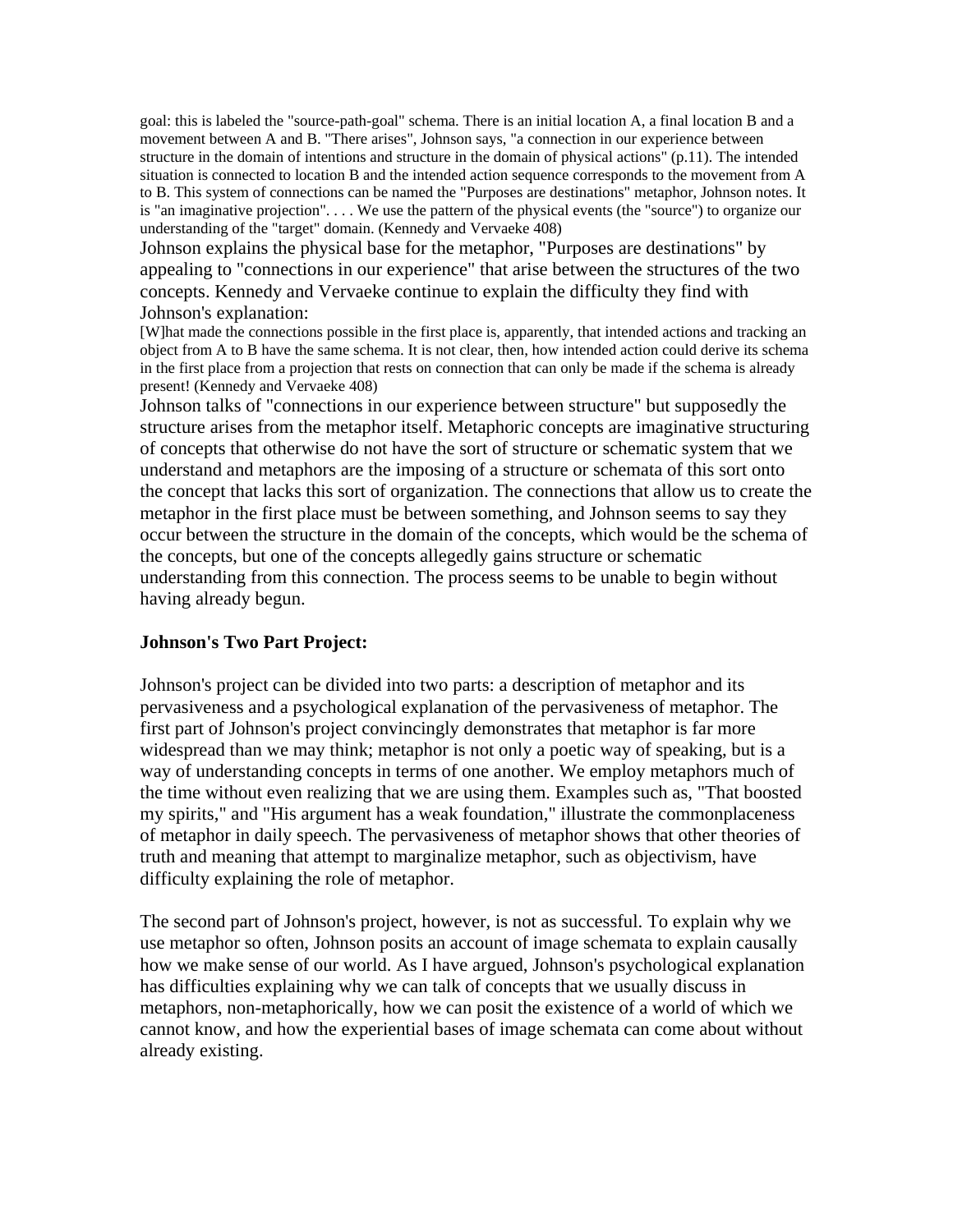goal: this is labeled the "source-path-goal" schema. There is an initial location A, a final location B and a movement between A and B. "There arises", Johnson says, "a connection in our experience between structure in the domain of intentions and structure in the domain of physical actions" (p.11). The intended situation is connected to location B and the intended action sequence corresponds to the movement from A to B. This system of connections can be named the "Purposes are destinations" metaphor, Johnson notes. It is "an imaginative projection". . . . We use the pattern of the physical events (the "source") to organize our understanding of the "target" domain. (Kennedy and Vervaeke 408)

Johnson explains the physical base for the metaphor, "Purposes are destinations" by appealing to "connections in our experience" that arise between the structures of the two concepts. Kennedy and Vervaeke continue to explain the difficulty they find with Johnson's explanation:

[W]hat made the connections possible in the first place is, apparently, that intended actions and tracking an object from A to B have the same schema. It is not clear, then, how intended action could derive its schema in the first place from a projection that rests on connection that can only be made if the schema is already present! (Kennedy and Vervaeke 408)

Johnson talks of "connections in our experience between structure" but supposedly the structure arises from the metaphor itself. Metaphoric concepts are imaginative structuring of concepts that otherwise do not have the sort of structure or schematic system that we understand and metaphors are the imposing of a structure or schemata of this sort onto the concept that lacks this sort of organization. The connections that allow us to create the metaphor in the first place must be between something, and Johnson seems to say they occur between the structure in the domain of the concepts, which would be the schema of the concepts, but one of the concepts allegedly gains structure or schematic understanding from this connection. The process seems to be unable to begin without having already begun.

**Johnson's Two Part Project:**

Johnson's project can be divided into two parts: a description of metaphor and its pervasiveness and a psychological explanation of the pervasiveness of metaphor. The first part of Johnson's project convincingly demonstrates that metaphor is far more widespread than we may think; metaphor is not only a poetic way of speaking, but is a way of understanding concepts in terms of one another. We employ metaphors much of the time without even realizing that we are using them. Examples such as, "That boosted my spirits," and "His argument has a weak foundation," illustrate the commonplaceness of metaphor in daily speech. The pervasiveness of metaphor shows that other theories of truth and meaning that attempt to marginalize metaphor, such as objectivism, have difficulty explaining the role of metaphor.

The second part of Johnson's project, however, is not as successful. To explain why we use metaphor so often, Johnson posits an account of image schemata to explain causally how we make sense of our world. As I have argued, Johnson's psychological explanation has difficulties explaining why we can talk of concepts that we usually discuss in metaphors, non-metaphorically, how we can posit the existence of a world of which we cannot know, and how the experiential bases of image schemata can come about without already existing.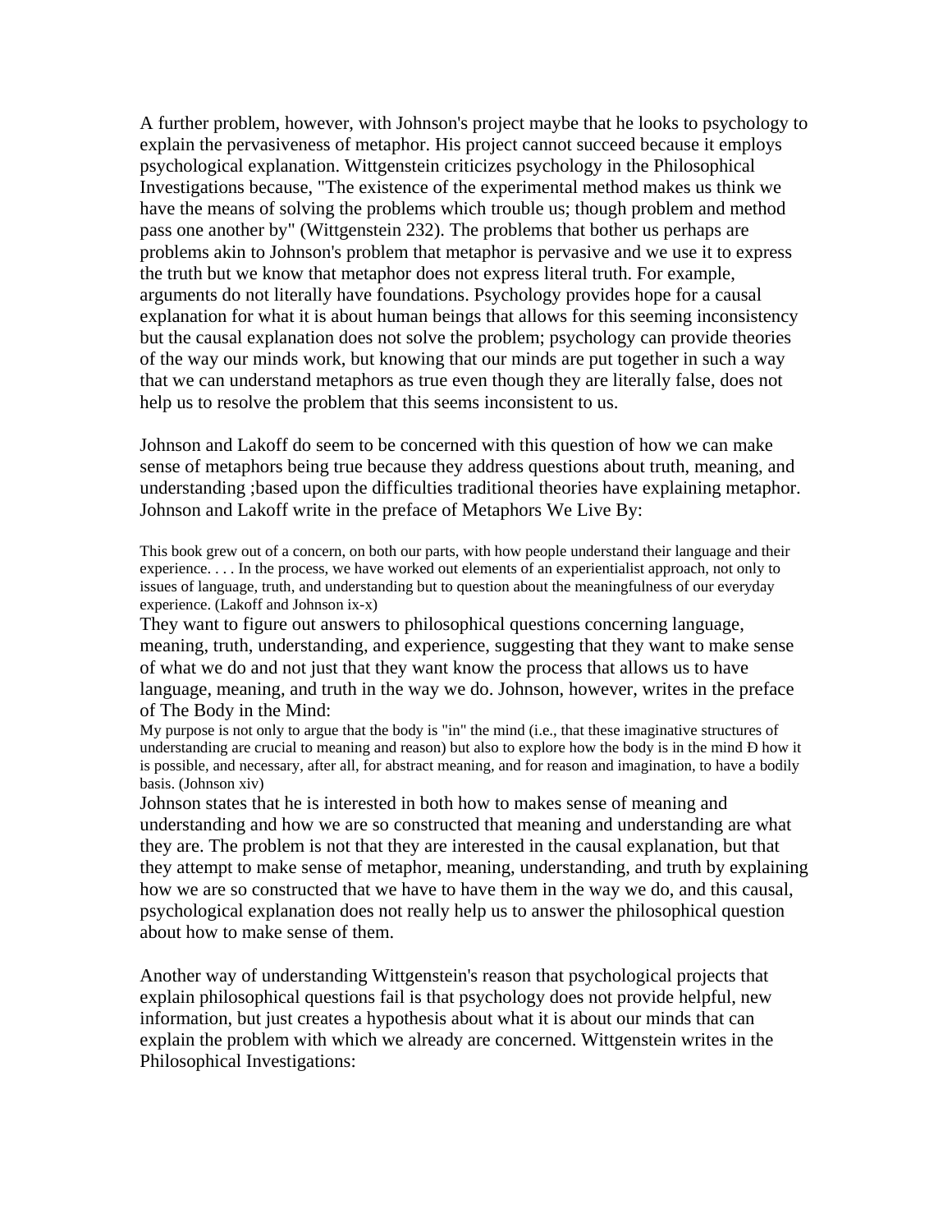A further problem, however, with Johnson's project maybe that he looks to psychology to explain the pervasiveness of metaphor. His project cannot succeed because it employs psychological explanation. Wittgenstein criticizes psychology in the Philosophical Investigations because, "The existence of the experimental method makes us think we have the means of solving the problems which trouble us; though problem and method pass one another by" (Wittgenstein 232). The problems that bother us perhaps are problems akin to Johnson's problem that metaphor is pervasive and we use it to express the truth but we know that metaphor does not express literal truth. For example, arguments do not literally have foundations. Psychology provides hope for a causal explanation for what it is about human beings that allows for this seeming inconsistency but the causal explanation does not solve the problem; psychology can provide theories of the way our minds work, but knowing that our minds are put together in such a way that we can understand metaphors as true even though they are literally false, does not help us to resolve the problem that this seems inconsistent to us.

Johnson and Lakoff do seem to be concerned with this question of how we can make sense of metaphors being true because they address questions about truth, meaning, and understanding ;based upon the difficulties traditional theories have explaining metaphor. Johnson and Lakoff write in the preface of Metaphors We Live By:

> This book grew out of a concern, on both our parts, with how people understand their language and their experience. . . . In the process, we have worked out elements of an experientialist approach, not only to issues of language, truth, and understanding but to question about the meaningfulness of our everyday experience. (Lakoff and Johnson ix-x)

They want to figure out answers to philosophical questions concerning language, meaning, truth, understanding, and experience, suggesting that they want to make sense of what we do and not just that they want know the process that allows us to have language, meaning, and truth in the way we do. Johnson, however, writes in the preface of The Body in the Mind:

> My purpose is not only to argue that the body is "in" the mind (i.e., that these imaginative structures of understanding are crucial to meaning and reason) but also to explore how the body is in the mind Ð how it is possible, and necessary, after all, for abstract meaning, and for reason and imagination, to have a bodily basis. (Johnson xiv)

Johnson states that he is interested in both how to makes sense of meaning and understanding and how we are so constructed that meaning and understanding are what they are. The problem is not that they are interested in the causal explanation, but that they attempt to make sense of metaphor, meaning, understanding, and truth by explaining how we are so constructed that we have to have them in the way we do, and this causal, psychological explanation does not really help us to answer the philosophical question about how to make sense of them.

Another way of understanding Wittgenstein's reason that psychological projects that explain philosophical questions fail is that psychology does not provide helpful, new information, but just creates a hypothesis about what it is about our minds that can explain the problem with which we already are concerned. Wittgenstein writes in the Philosophical Investigations: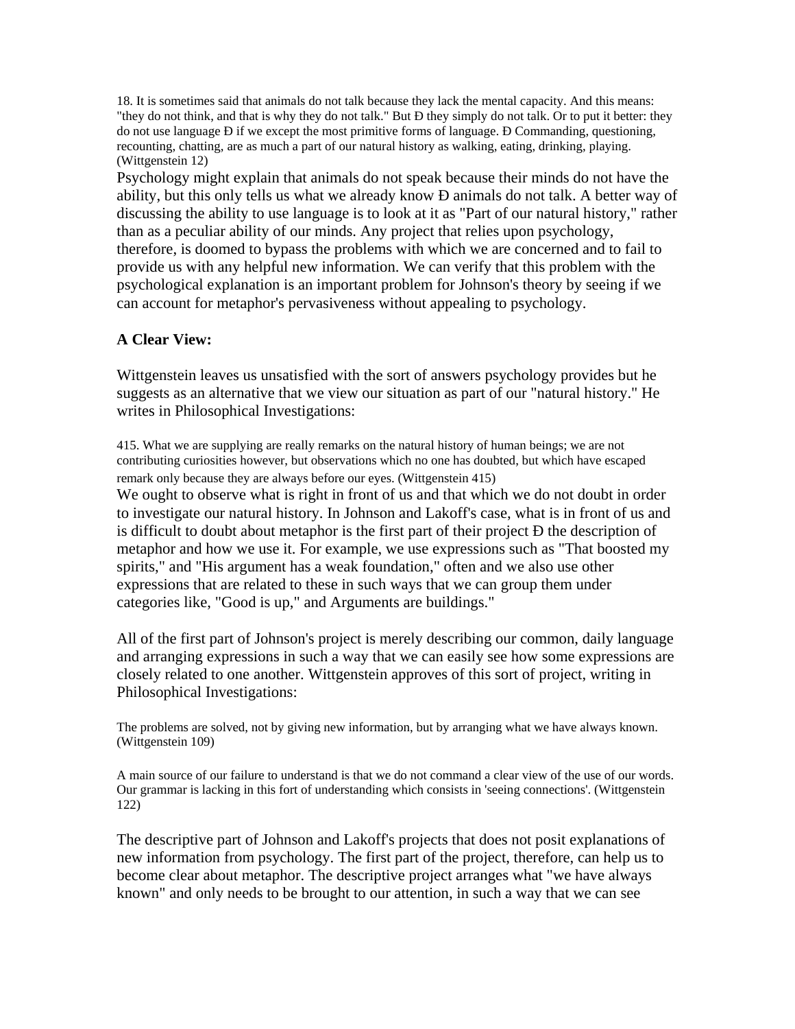18. It is sometimes said that animals do not talk because they lack the mental capacity. And this means: "they do not think, and that is why they do not talk." But Ð they simply do not talk. Or to put it better: they do not use language Ð if we except the most primitive forms of language. Ð Commanding, questioning, recounting, chatting, are as much a part of our natural history as walking, eating, drinking, playing. (Wittgenstein 12)

Psychology might explain that animals do not speak because their minds do not have the ability, but this only tells us what we already know Ð animals do not talk. A better way of discussing the ability to use language is to look at it as "Part of our natural history," rather than as a peculiar ability of our minds. Any project that relies upon psychology, therefore, is doomed to bypass the problems with which we are concerned and to fail to provide us with any helpful new information. We can verify that this problem with the psychological explanation is an important problem for Johnson's theory by seeing if we can account for metaphor's pervasiveness without appealing to psychology.

**A Clear View:**

Wittgenstein leaves us unsatisfied with the sort of answers psychology provides but he suggests as an alternative that we view our situation as part of our "natural history." He writes in Philosophical Investigations:

415. What we are supplying are really remarks on the natural history of human beings; we are not contributing curiosities however, but observations which no one has doubted, but which have escaped remark only because they are always before our eyes. (Wittgenstein 415)

We ought to observe what is right in front of us and that which we do not doubt in order to investigate our natural history. In Johnson and Lakoff's case, what is in front of us and is difficult to doubt about metaphor is the first part of their project Ð the description of metaphor and how we use it. For example, we use expressions such as "That boosted my spirits," and "His argument has a weak foundation," often and we also use other expressions that are related to these in such ways that we can group them under categories like, "Good is up," and Arguments are buildings."

All of the first part of Johnson's project is merely describing our common, daily language and arranging expressions in such a way that we can easily see how some expressions are closely related to one another. Wittgenstein approves of this sort of project, writing in Philosophical Investigations:

The problems are solved, not by giving new information, but by arranging what we have always known. (Wittgenstein 109)

A main source of our failure to understand is that we do not command a clear view of the use of our words. Our grammar is lacking in this fort of understanding which consists in 'seeing connections'. (Wittgenstein 122)

The descriptive part of Johnson and Lakoff's projects that does not posit explanations of new information from psychology. The first part of the project, therefore, can help us to become clear about metaphor. The descriptive project arranges what "we have always known" and only needs to be brought to our attention, in such a way that we can see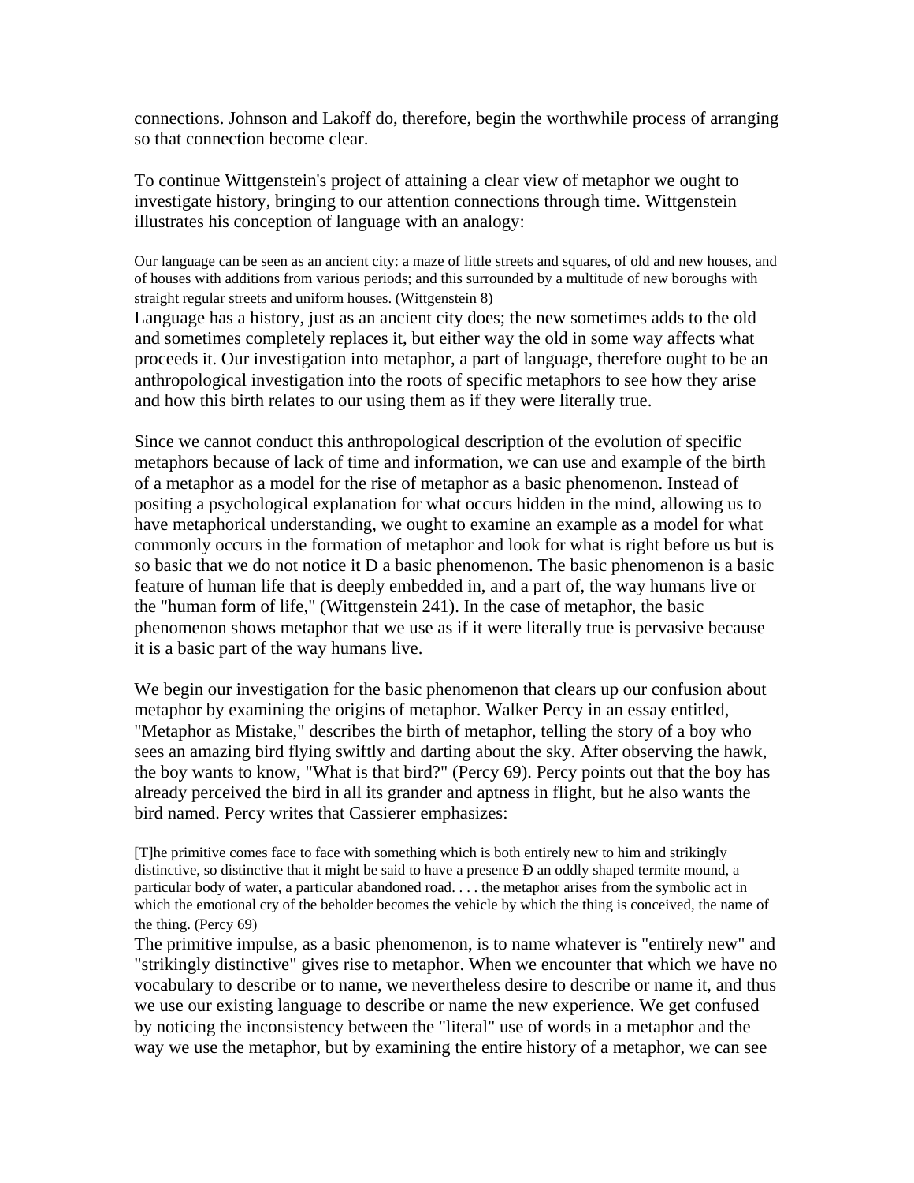connections. Johnson and Lakoff do, therefore, begin the worthwhile process of arranging so that connection become clear.

To continue Wittgenstein's project of attaining a clear view of metaphor we ought to investigate history, bringing to our attention connections through time. Wittgenstein illustrates his conception of language with an analogy:

> Our language can be seen as an ancient city: a maze of little streets and squares, of old and new houses, and of houses with additions from various periods; and this surrounded by a multitude of new boroughs with straight regular streets and uniform houses. (Wittgenstein 8)

Language has a history, just as an ancient city does; the new sometimes adds to the old and sometimes completely replaces it, but either way the old in some way affects what proceeds it. Our investigation into metaphor, a part of language, therefore ought to be an anthropological investigation into the roots of specific metaphors to see how they arise and how this birth relates to our using them as if they were literally true.

Since we cannot conduct this anthropological description of the evolution of specific metaphors because of lack of time and information, we can use and example of the birth of a metaphor as a model for the rise of metaphor as a basic phenomenon. Instead of positing a psychological explanation for what occurs hidden in the mind, allowing us to have metaphorical understanding, we ought to examine an example as a model for what commonly occurs in the formation of metaphor and look for what is right before us but is so basic that we do not notice it Ð a basic phenomenon. The basic phenomenon is a basic feature of human life that is deeply embedded in, and a part of, the way humans live or the "human form of life," (Wittgenstein 241). In the case of metaphor, the basic phenomenon shows metaphor that we use as if it were literally true is pervasive because it is a basic part of the way humans live.

We begin our investigation for the basic phenomenon that clears up our confusion about metaphor by examining the origins of metaphor. Walker Percy in an essay entitled, "Metaphor as Mistake," describes the birth of metaphor, telling the story of a boy who sees an amazing bird flying swiftly and darting about the sky. After observing the hawk, the boy wants to know, "What is that bird?" (Percy 69). Percy points out that the boy has already perceived the bird in all its grander and aptness in flight, but he also wants the bird named. Percy writes that Cassierer emphasizes:

> [T]he primitive comes face to face with something which is both entirely new to him and strikingly distinctive, so distinctive that it might be said to have a presence Ð an oddly shaped termite mound, a particular body of water, a particular abandoned road. . . . the metaphor arises from the symbolic act in which the emotional cry of the beholder becomes the vehicle by which the thing is conceived, the name of the thing. (Percy 69)

The primitive impulse, as a basic phenomenon, is to name whatever is "entirely new" and "strikingly distinctive" gives rise to metaphor. When we encounter that which we have no vocabulary to describe or to name, we nevertheless desire to describe or name it, and thus we use our existing language to describe or name the new experience. We get confused by noticing the inconsistency between the "literal" use of words in a metaphor and the way we use the metaphor, but by examining the entire history of a metaphor, we can see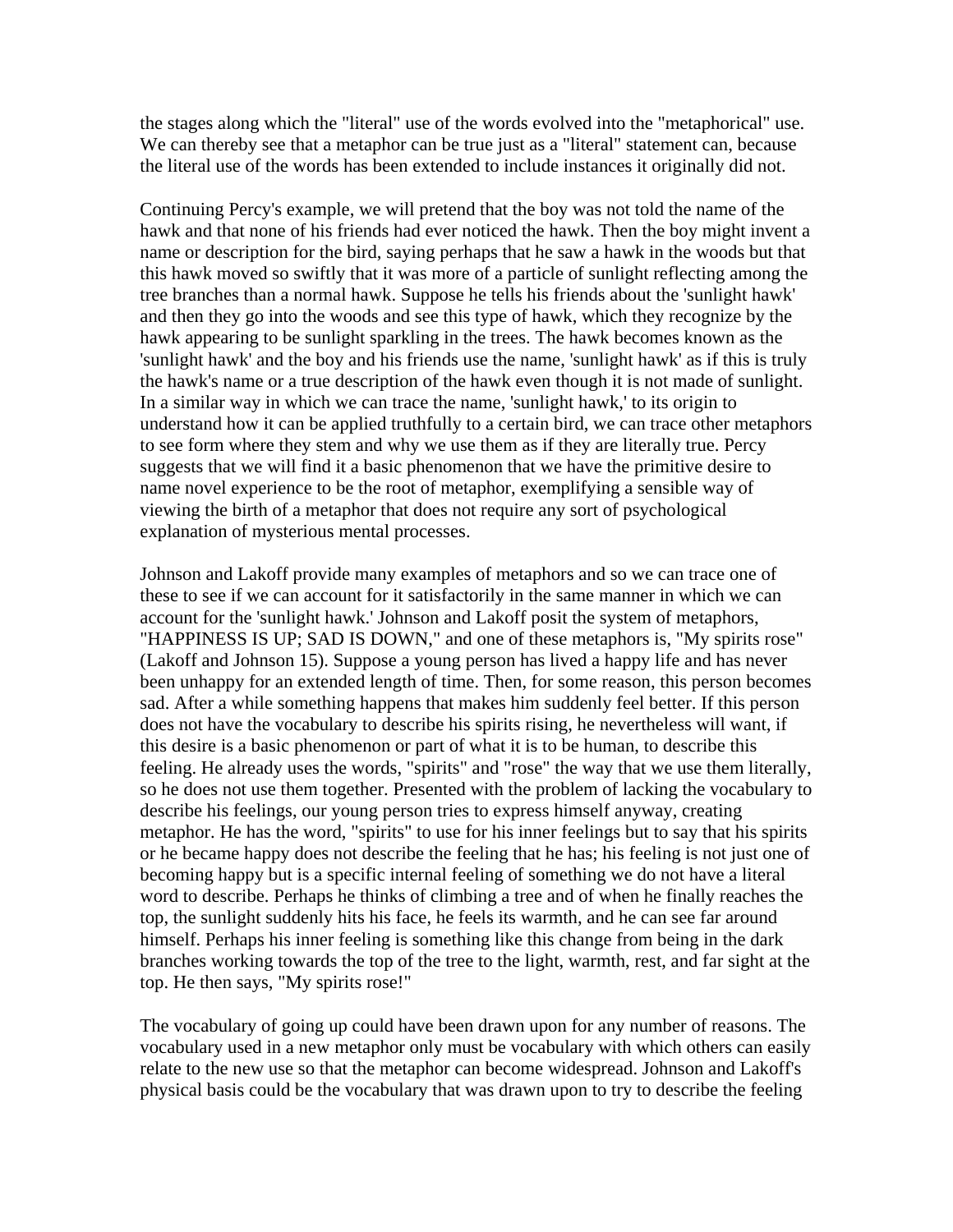the stages along which the "literal" use of the words evolved into the "metaphorical" use. We can thereby see that a metaphor can be true just as a "literal" statement can, because the literal use of the words has been extended to include instances it originally did not.

Continuing Percy's example, we will pretend that the boy was not told the name of the hawk and that none of his friends had ever noticed the hawk. Then the boy might invent a name or description for the bird, saying perhaps that he saw a hawk in the woods but that this hawk moved so swiftly that it was more of a particle of sunlight reflecting among the tree branches than a normal hawk. Suppose he tells his friends about the 'sunlight hawk' and then they go into the woods and see this type of hawk, which they recognize by the hawk appearing to be sunlight sparkling in the trees. The hawk becomes known as the 'sunlight hawk' and the boy and his friends use the name, 'sunlight hawk' as if this is truly the hawk's name or a true description of the hawk even though it is not made of sunlight. In a similar way in which we can trace the name, 'sunlight hawk,' to its origin to understand how it can be applied truthfully to a certain bird, we can trace other metaphors to see form where they stem and why we use them as if they are literally true. Percy suggests that we will find it a basic phenomenon that we have the primitive desire to name novel experience to be the root of metaphor, exemplifying a sensible way of viewing the birth of a metaphor that does not require any sort of psychological explanation of mysterious mental processes.

Johnson and Lakoff provide many examples of metaphors and so we can trace one of these to see if we can account for it satisfactorily in the same manner in which we can account for the 'sunlight hawk.' Johnson and Lakoff posit the system of metaphors, "HAPPINESS IS UP; SAD IS DOWN," and one of these metaphors is, "My spirits rose" (Lakoff and Johnson 15). Suppose a young person has lived a happy life and has never been unhappy for an extended length of time. Then, for some reason, this person becomes sad. After a while something happens that makes him suddenly feel better. If this person does not have the vocabulary to describe his spirits rising, he nevertheless will want, if this desire is a basic phenomenon or part of what it is to be human, to describe this feeling. He already uses the words, "spirits" and "rose" the way that we use them literally, so he does not use them together. Presented with the problem of lacking the vocabulary to describe his feelings, our young person tries to express himself anyway, creating metaphor. He has the word, "spirits" to use for his inner feelings but to say that his spirits or he became happy does not describe the feeling that he has; his feeling is not just one of becoming happy but is a specific internal feeling of something we do not have a literal word to describe. Perhaps he thinks of climbing a tree and of when he finally reaches the top, the sunlight suddenly hits his face, he feels its warmth, and he can see far around himself. Perhaps his inner feeling is something like this change from being in the dark branches working towards the top of the tree to the light, warmth, rest, and far sight at the top. He then says, "My spirits rose!"

The vocabulary of going up could have been drawn upon for any number of reasons. The vocabulary used in a new metaphor only must be vocabulary with which others can easily relate to the new use so that the metaphor can become widespread. Johnson and Lakoff's physical basis could be the vocabulary that was drawn upon to try to describe the feeling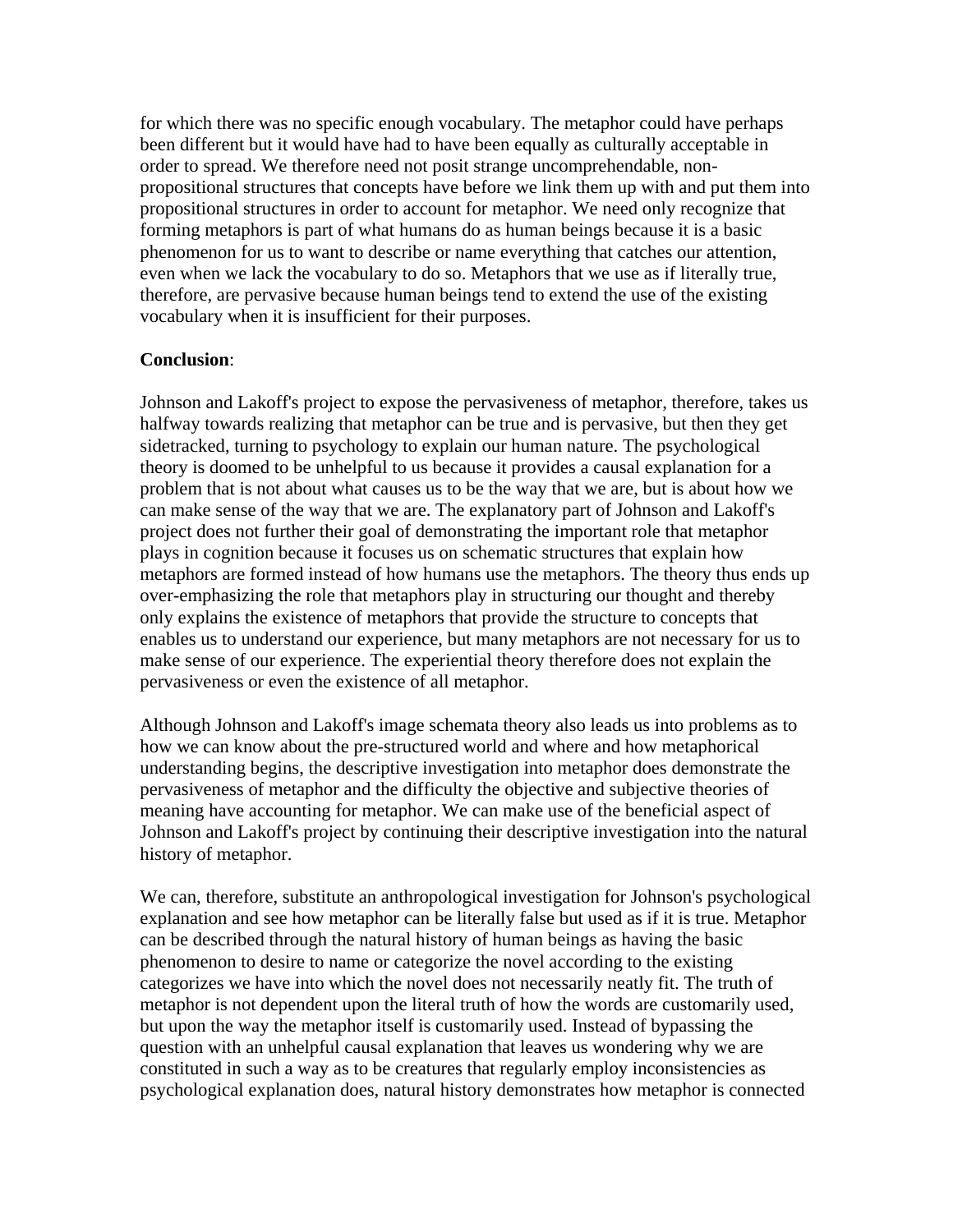for which there was no specific enough vocabulary. The metaphor could have perhaps been different but it would have had to have been equally as culturally acceptable in order to spread. We therefore need not posit strange uncomprehendable, non-propositional structures that concepts have before we link them up with and put them into propositional structures in order to account for metaphor. We need only recognize that forming metaphors is part of what humans do as human beings because it is a basic phenomenon for us to want to describe or name everything that catches our attention, even when we lack the vocabulary to do so. Metaphors that we use as if literally true, therefore, are pervasive because human beings tend to extend the use of the existing vocabulary when it is insufficient for their purposes.

**Conclusion**:

Johnson and Lakoff's project to expose the pervasiveness of metaphor, therefore, takes us halfway towards realizing that metaphor can be true and is pervasive, but then they get sidetracked, turning to psychology to explain our human nature. The psychological theory is doomed to be unhelpful to us because it provides a causal explanation for a problem that is not about what causes us to be the way that we are, but is about how we can make sense of the way that we are. The explanatory part of Johnson and Lakoff's project does not further their goal of demonstrating the important role that metaphor plays in cognition because it focuses us on schematic structures that explain how metaphors are formed instead of how humans use the metaphors. The theory thus ends up over-emphasizing the role that metaphors play in structuring our thought and thereby only explains the existence of metaphors that provide the structure to concepts that enables us to understand our experience, but many metaphors are not necessary for us to make sense of our experience. The experiential theory therefore does not explain the pervasiveness or even the existence of all metaphor.

Although Johnson and Lakoff's image schemata theory also leads us into problems as to how we can know about the pre-structured world and where and how metaphorical understanding begins, the descriptive investigation into metaphor does demonstrate the pervasiveness of metaphor and the difficulty the objective and subjective theories of meaning have accounting for metaphor. We can make use of the beneficial aspect of Johnson and Lakoff's project by continuing their descriptive investigation into the natural history of metaphor.

We can, therefore, substitute an anthropological investigation for Johnson's psychological explanation and see how metaphor can be literally false but used as if it is true. Metaphor can be described through the natural history of human beings as having the basic phenomenon to desire to name or categorize the novel according to the existing categorizes we have into which the novel does not necessarily neatly fit. The truth of metaphor is not dependent upon the literal truth of how the words are customarily used, but upon the way the metaphor itself is customarily used. Instead of bypassing the question with an unhelpful causal explanation that leaves us wondering why we are constituted in such a way as to be creatures that regularly employ inconsistencies as psychological explanation does, natural history demonstrates how metaphor is connected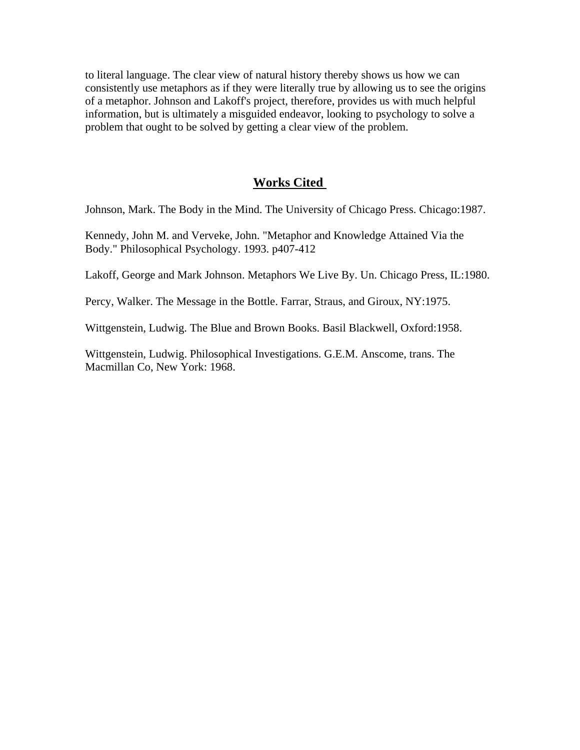to literal language. The clear view of natural history thereby shows us how we can consistently use metaphors as if they were literally true by allowing us to see the origins of a metaphor. Johnson and Lakoff's project, therefore, provides us with much helpful information, but is ultimately a misguided endeavor, looking to psychology to solve a problem that ought to be solved by getting a clear view of the problem.

## Works Cited

Johnson, Mark. The Body in the Mind. The University of Chicago Press. Chicago:1987.

Kennedy, John M. and Verveke, John. "Metaphor and Knowledge Attained Via the Body." Philosophical Psychology. 1993. p407-412

Lakoff, George and Mark Johnson. Metaphors We Live By. Un. Chicago Press, IL:1980.

Percy, Walker. The Message in the Bottle. Farrar, Straus, and Giroux, NY:1975.

Wittgenstein, Ludwig. The Blue and Brown Books. Basil Blackwell, Oxford:1958.

Wittgenstein, Ludwig. Philosophical Investigations. G.E.M. Anscome, trans. The Macmillan Co, New York: 1968.